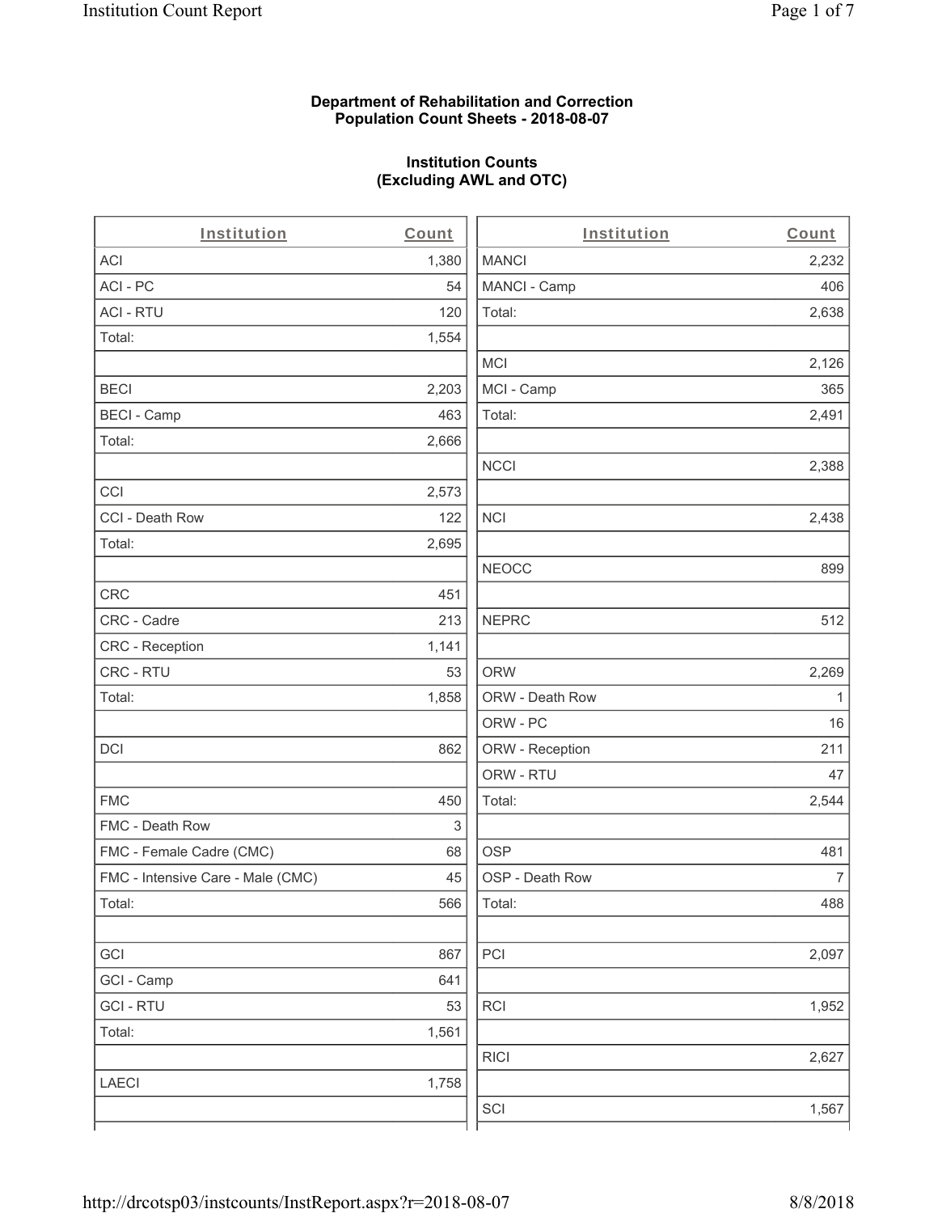**Department of Rehabilitation and Correction**
**Population Count Sheets - 2018-08-07**

**Institution Counts**
**(Excluding AWL and OTC)**

| Institution | Count |
|---|---|
| ACI | 1,380 |
| ACI - PC | 54 |
| ACI - RTU | 120 |
| Total: | 1,554 |
| | |
| BECI | 2,203 |
| BECI - Camp | 463 |
| Total: | 2,666 |
| | |
| CCI | 2,573 |
| CCI - Death Row | 122 |
| Total: | 2,695 |
| | |
| CRC | 451 |
| CRC - Cadre | 213 |
| CRC - Reception | 1,141 |
| CRC - RTU | 53 |
| Total: | 1,858 |
| | |
| DCI | 862 |
| | |
| FMC | 450 |
| FMC - Death Row | 3 |
| FMC - Female Cadre (CMC) | 68 |
| FMC - Intensive Care - Male (CMC) | 45 |
| Total: | 566 |
| | |
| GCI | 867 |
| GCI - Camp | 641 |
| GCI - RTU | 53 |
| Total: | 1,561 |
| | |
| LAECI | 1,758 |
| | |

| Institution | Count |
|---|---|
| MANCI | 2,232 |
| MANCI - Camp | 406 |
| Total: | 2,638 |
| | |
| MCI | 2,126 |
| MCI - Camp | 365 |
| Total: | 2,491 |
| | |
| NCCI | 2,388 |
| | |
| NCI | 2,438 |
| | |
| NEOCC | 899 |
| | |
| NEPRC | 512 |
| | |
| ORW | 2,269 |
| ORW - Death Row | 1 |
| ORW - PC | 16 |
| ORW - Reception | 211 |
| ORW - RTU | 47 |
| Total: | 2,544 |
| | |
| OSP | 481 |
| OSP - Death Row | 7 |
| Total: | 488 |
| | |
| PCI | 2,097 |
| | |
| RCI | 1,952 |
| | |
| RICI | 2,627 |
| | |
| SCI | 1,567 |
| | |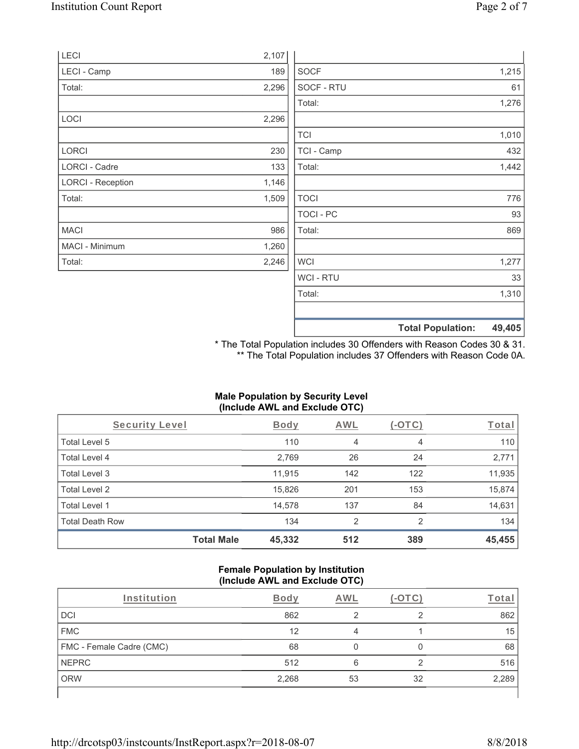| | |
|---|---|
| LECI | 2,107 |
| LECI - Camp | 189 |
| Total: | 2,296 |
| | |
| LOCI | 2,296 |
| | |
| LORCI | 230 |
| LORCI - Cadre | 133 |
| LORCI - Reception | 1,146 |
| Total: | 1,509 |
| | |
| MACI | 986 |
| MACI - Minimum | 1,260 |
| Total: | 2,246 |

| | |
|---|---|
| SOCF | 1,215 |
| SOCF - RTU | 61 |
| Total: | 1,276 |
| | |
| TCI | 1,010 |
| TCI - Camp | 432 |
| Total: | 1,442 |
| | |
| TOCI | 776 |
| TOCI - PC | 93 |
| Total: | 869 |
| | |
| WCI | 1,277 |
| WCI - RTU | 33 |
| Total: | 1,310 |
| | |
| **Total Population:** | **49,405** |

* The Total Population includes 30 Offenders with Reason Codes 30 & 31.
** The Total Population includes 37 Offenders with Reason Code 0A.

**Male Population by Security Level (Include AWL and Exclude OTC)**

| Security Level | Body | AWL | (-OTC) | Total |
|---|---|---|---|---|
| Total Level 5 | 110 | 4 | 4 | 110 |
| Total Level 4 | 2,769 | 26 | 24 | 2,771 |
| Total Level 3 | 11,915 | 142 | 122 | 11,935 |
| Total Level 2 | 15,826 | 201 | 153 | 15,874 |
| Total Level 1 | 14,578 | 137 | 84 | 14,631 |
| Total Death Row | 134 | 2 | 2 | 134 |
| **Total Male** | **45,332** | **512** | **389** | **45,455** |

**Female Population by Institution (Include AWL and Exclude OTC)**

| Institution | Body | AWL | (-OTC) | Total |
|---|---|---|---|---|
| DCI | 862 | 2 | 2 | 862 |
| FMC | 12 | 4 | 1 | 15 |
| FMC - Female Cadre (CMC) | 68 | 0 | 0 | 68 |
| NEPRC | 512 | 6 | 2 | 516 |
| ORW | 2,268 | 53 | 32 | 2,289 |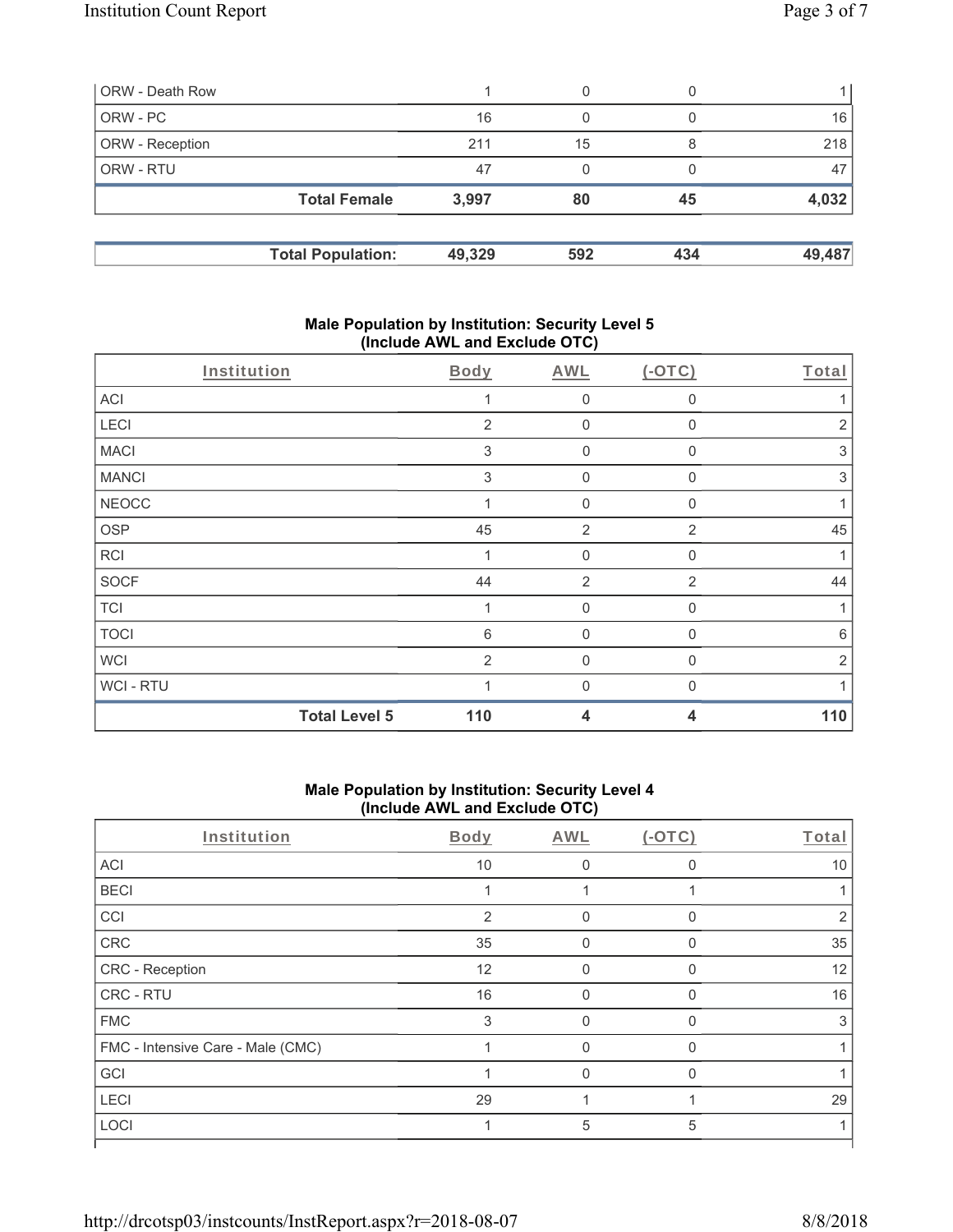| | | | | |
|---|---|---|---|---|
| ORW - Death Row | 1 | 0 | 0 | 1 |
| ORW - PC | 16 | 0 | 0 | 16 |
| ORW - Reception | 211 | 15 | 8 | 218 |
| ORW - RTU | 47 | 0 | 0 | 47 |
| **Total Female** | **3,997** | **80** | **45** | **4,032** |

| | | | | |
|---|---|---|---|---|
| **Total Population:** | **49,329** | **592** | **434** | **49,487** |

## Male Population by Institution: Security Level 5 (Include AWL and Exclude OTC)

| Institution | Body | AWL | (-OTC) | Total |
|---|---|---|---|---|
| ACI | 1 | 0 | 0 | 1 |
| LECI | 2 | 0 | 0 | 2 |
| MACI | 3 | 0 | 0 | 3 |
| MANCI | 3 | 0 | 0 | 3 |
| NEOCC | 1 | 0 | 0 | 1 |
| OSP | 45 | 2 | 2 | 45 |
| RCI | 1 | 0 | 0 | 1 |
| SOCF | 44 | 2 | 2 | 44 |
| TCI | 1 | 0 | 0 | 1 |
| TOCI | 6 | 0 | 0 | 6 |
| WCI | 2 | 0 | 0 | 2 |
| WCI - RTU | 1 | 0 | 0 | 1 |
| **Total Level 5** | **110** | **4** | **4** | **110** |

## Male Population by Institution: Security Level 4 (Include AWL and Exclude OTC)

| Institution | Body | AWL | (-OTC) | Total |
|---|---|---|---|---|
| ACI | 10 | 0 | 0 | 10 |
| BECI | 1 | 1 | 1 | 1 |
| CCI | 2 | 0 | 0 | 2 |
| CRC | 35 | 0 | 0 | 35 |
| CRC - Reception | 12 | 0 | 0 | 12 |
| CRC - RTU | 16 | 0 | 0 | 16 |
| FMC | 3 | 0 | 0 | 3 |
| FMC - Intensive Care - Male (CMC) | 1 | 0 | 0 | 1 |
| GCI | 1 | 0 | 0 | 1 |
| LECI | 29 | 1 | 1 | 29 |
| LOCI | 1 | 5 | 5 | 1 |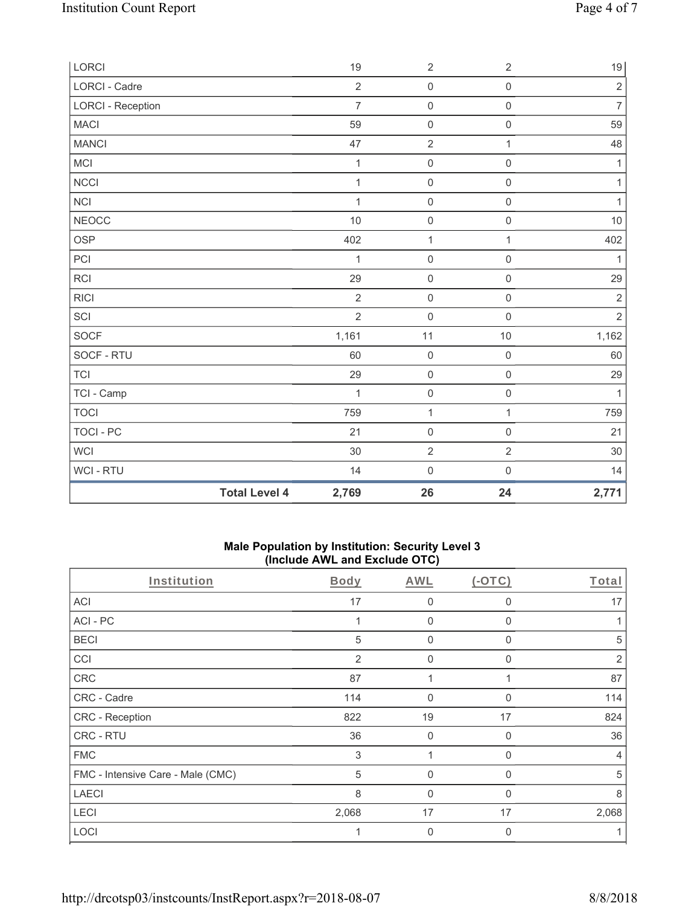| LORCI | 19 | 2 | 2 | 19 |
|---|---|---|---|---|
| LORCI - Cadre | 2 | 0 | 0 | 2 |
| LORCI - Reception | 7 | 0 | 0 | 7 |
| MACI | 59 | 0 | 0 | 59 |
| MANCI | 47 | 2 | 1 | 48 |
| MCI | 1 | 0 | 0 | 1 |
| NCCI | 1 | 0 | 0 | 1 |
| NCI | 1 | 0 | 0 | 1 |
| NEOCC | 10 | 0 | 0 | 10 |
| OSP | 402 | 1 | 1 | 402 |
| PCI | 1 | 0 | 0 | 1 |
| RCI | 29 | 0 | 0 | 29 |
| RICI | 2 | 0 | 0 | 2 |
| SCI | 2 | 0 | 0 | 2 |
| SOCF | 1,161 | 11 | 10 | 1,162 |
| SOCF - RTU | 60 | 0 | 0 | 60 |
| TCI | 29 | 0 | 0 | 29 |
| TCI - Camp | 1 | 0 | 0 | 1 |
| TOCI | 759 | 1 | 1 | 759 |
| TOCI - PC | 21 | 0 | 0 | 21 |
| WCI | 30 | 2 | 2 | 30 |
| WCI - RTU | 14 | 0 | 0 | 14 |
| **Total Level 4** | **2,769** | **26** | **24** | **2,771** |

### Male Population by Institution: Security Level 3 (Include AWL and Exclude OTC)

| Institution | Body | AWL | (-OTC) | Total |
|---|---|---|---|---|
| ACI | 17 | 0 | 0 | 17 |
| ACI - PC | 1 | 0 | 0 | 1 |
| BECI | 5 | 0 | 0 | 5 |
| CCI | 2 | 0 | 0 | 2 |
| CRC | 87 | 1 | 1 | 87 |
| CRC - Cadre | 114 | 0 | 0 | 114 |
| CRC - Reception | 822 | 19 | 17 | 824 |
| CRC - RTU | 36 | 0 | 0 | 36 |
| FMC | 3 | 1 | 0 | 4 |
| FMC - Intensive Care - Male (CMC) | 5 | 0 | 0 | 5 |
| LAECI | 8 | 0 | 0 | 8 |
| LECI | 2,068 | 17 | 17 | 2,068 |
| LOCI | 1 | 0 | 0 | 1 |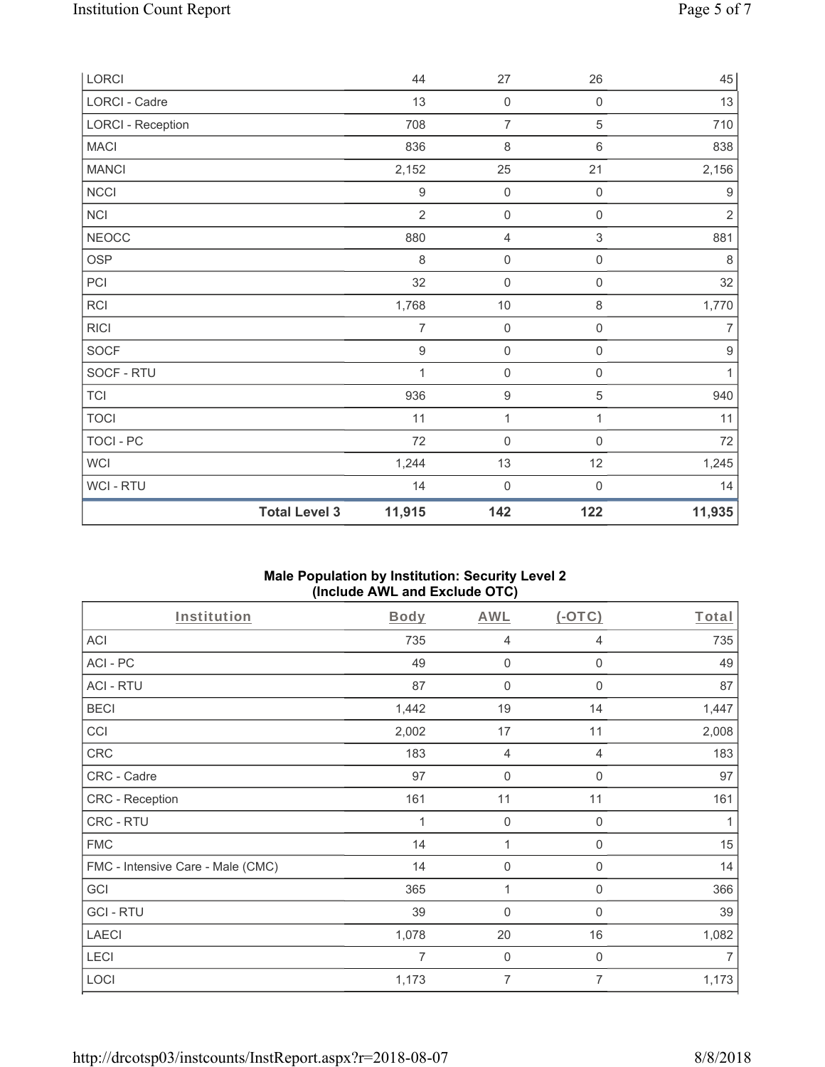| | Body | AWL | (-OTC) | Total |
|---|---|---|---|---|
| LORCI | 44 | 27 | 26 | 45 |
| LORCI - Cadre | 13 | 0 | 0 | 13 |
| LORCI - Reception | 708 | 7 | 5 | 710 |
| MACI | 836 | 8 | 6 | 838 |
| MANCI | 2,152 | 25 | 21 | 2,156 |
| NCCI | 9 | 0 | 0 | 9 |
| NCI | 2 | 0 | 0 | 2 |
| NEOCC | 880 | 4 | 3 | 881 |
| OSP | 8 | 0 | 0 | 8 |
| PCI | 32 | 0 | 0 | 32 |
| RCI | 1,768 | 10 | 8 | 1,770 |
| RICI | 7 | 0 | 0 | 7 |
| SOCF | 9 | 0 | 0 | 9 |
| SOCF - RTU | 1 | 0 | 0 | 1 |
| TCI | 936 | 9 | 5 | 940 |
| TOCI | 11 | 1 | 1 | 11 |
| TOCI - PC | 72 | 0 | 0 | 72 |
| WCI | 1,244 | 13 | 12 | 1,245 |
| WCI - RTU | 14 | 0 | 0 | 14 |
| **Total Level 3** | **11,915** | **142** | **122** | **11,935** |

### Male Population by Institution: Security Level 2 (Include AWL and Exclude OTC)

| Institution | Body | AWL | (-OTC) | Total |
|---|---|---|---|---|
| ACI | 735 | 4 | 4 | 735 |
| ACI - PC | 49 | 0 | 0 | 49 |
| ACI - RTU | 87 | 0 | 0 | 87 |
| BECI | 1,442 | 19 | 14 | 1,447 |
| CCI | 2,002 | 17 | 11 | 2,008 |
| CRC | 183 | 4 | 4 | 183 |
| CRC - Cadre | 97 | 0 | 0 | 97 |
| CRC - Reception | 161 | 11 | 11 | 161 |
| CRC - RTU | 1 | 0 | 0 | 1 |
| FMC | 14 | 1 | 0 | 15 |
| FMC - Intensive Care - Male (CMC) | 14 | 0 | 0 | 14 |
| GCI | 365 | 1 | 0 | 366 |
| GCI - RTU | 39 | 0 | 0 | 39 |
| LAECI | 1,078 | 20 | 16 | 1,082 |
| LECI | 7 | 0 | 0 | 7 |
| LOCI | 1,173 | 7 | 7 | 1,173 |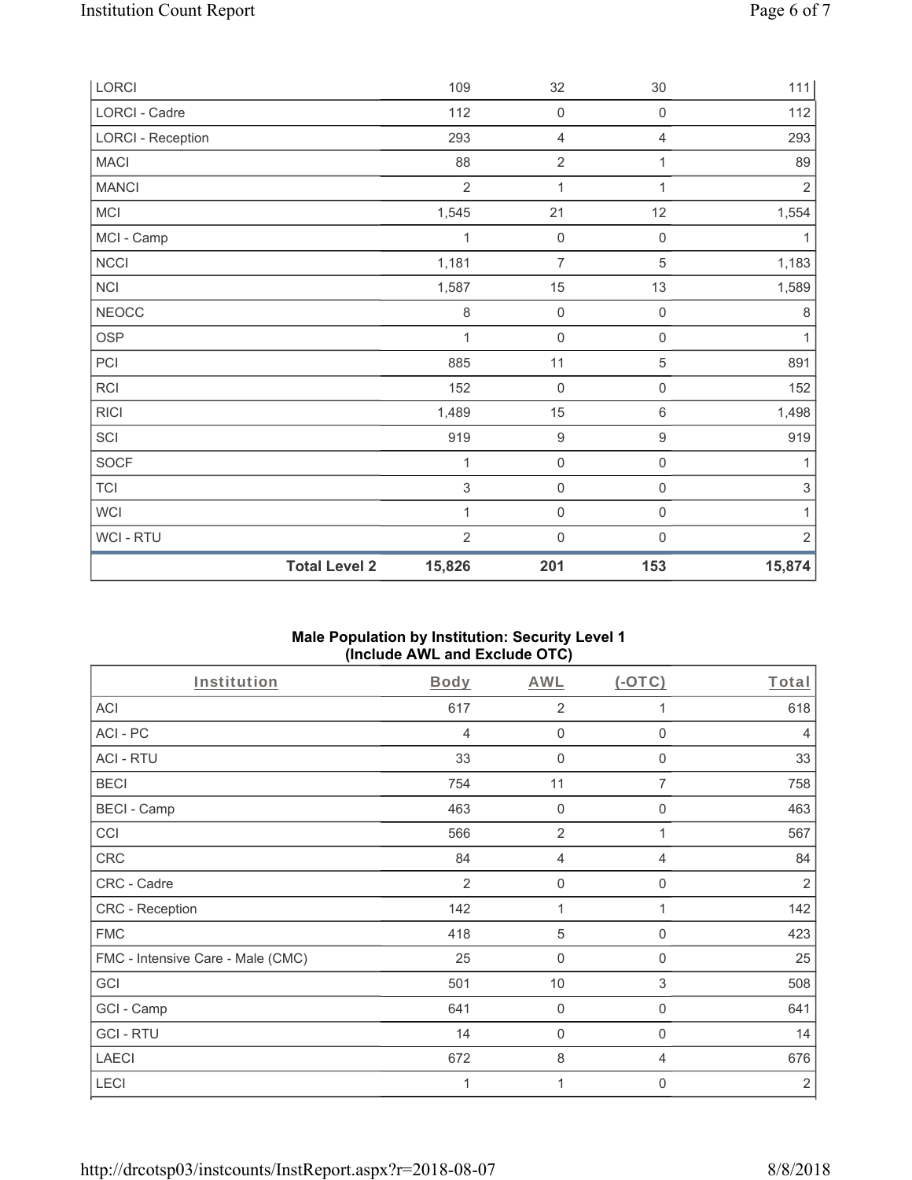| | | | | |
|---|---|---|---|---|
| LORCI | 109 | 32 | 30 | 111 |
| LORCI - Cadre | 112 | 0 | 0 | 112 |
| LORCI - Reception | 293 | 4 | 4 | 293 |
| MACI | 88 | 2 | 1 | 89 |
| MANCI | 2 | 1 | 1 | 2 |
| MCI | 1,545 | 21 | 12 | 1,554 |
| MCI - Camp | 1 | 0 | 0 | 1 |
| NCCI | 1,181 | 7 | 5 | 1,183 |
| NCI | 1,587 | 15 | 13 | 1,589 |
| NEOCC | 8 | 0 | 0 | 8 |
| OSP | 1 | 0 | 0 | 1 |
| PCI | 885 | 11 | 5 | 891 |
| RCI | 152 | 0 | 0 | 152 |
| RICI | 1,489 | 15 | 6 | 1,498 |
| SCI | 919 | 9 | 9 | 919 |
| SOCF | 1 | 0 | 0 | 1 |
| TCI | 3 | 0 | 0 | 3 |
| WCI | 1 | 0 | 0 | 1 |
| WCI - RTU | 2 | 0 | 0 | 2 |
| **Total Level 2** | **15,826** | **201** | **153** | **15,874** |

**Male Population by Institution: Security Level 1**
**(Include AWL and Exclude OTC)**

| Institution | Body | AWL | (-OTC) | Total |
|---|---|---|---|---|
| ACI | 617 | 2 | 1 | 618 |
| ACI - PC | 4 | 0 | 0 | 4 |
| ACI - RTU | 33 | 0 | 0 | 33 |
| BECI | 754 | 11 | 7 | 758 |
| BECI - Camp | 463 | 0 | 0 | 463 |
| CCI | 566 | 2 | 1 | 567 |
| CRC | 84 | 4 | 4 | 84 |
| CRC - Cadre | 2 | 0 | 0 | 2 |
| CRC - Reception | 142 | 1 | 1 | 142 |
| FMC | 418 | 5 | 0 | 423 |
| FMC - Intensive Care - Male (CMC) | 25 | 0 | 0 | 25 |
| GCI | 501 | 10 | 3 | 508 |
| GCI - Camp | 641 | 0 | 0 | 641 |
| GCI - RTU | 14 | 0 | 0 | 14 |
| LAECI | 672 | 8 | 4 | 676 |
| LECI | 1 | 1 | 0 | 2 |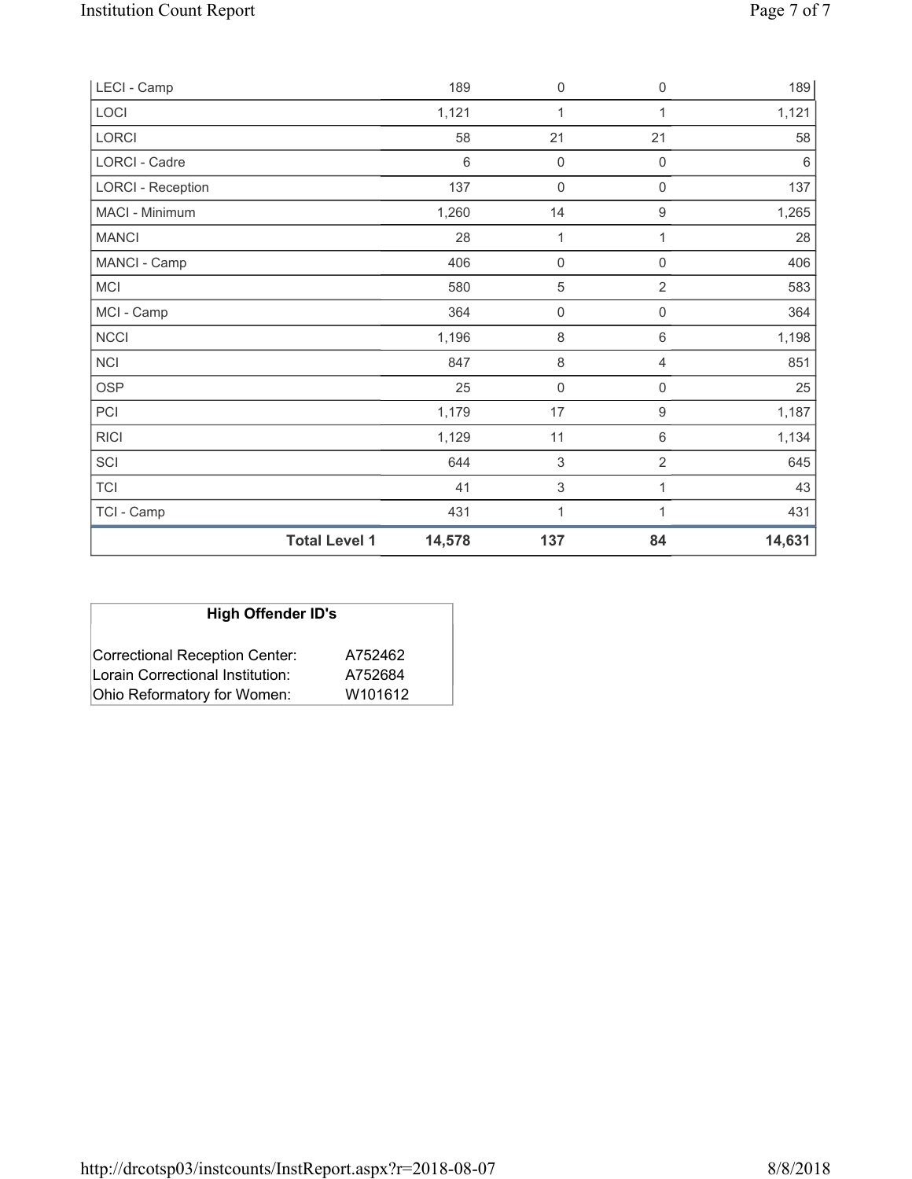| | | | | |
|---|---|---|---|---|
| LECI - Camp | 189 | 0 | 0 | 189 |
| LOCI | 1,121 | 1 | 1 | 1,121 |
| LORCI | 58 | 21 | 21 | 58 |
| LORCI - Cadre | 6 | 0 | 0 | 6 |
| LORCI - Reception | 137 | 0 | 0 | 137 |
| MACI - Minimum | 1,260 | 14 | 9 | 1,265 |
| MANCI | 28 | 1 | 1 | 28 |
| MANCI - Camp | 406 | 0 | 0 | 406 |
| MCI | 580 | 5 | 2 | 583 |
| MCI - Camp | 364 | 0 | 0 | 364 |
| NCCI | 1,196 | 8 | 6 | 1,198 |
| NCI | 847 | 8 | 4 | 851 |
| OSP | 25 | 0 | 0 | 25 |
| PCI | 1,179 | 17 | 9 | 1,187 |
| RICI | 1,129 | 11 | 6 | 1,134 |
| SCI | 644 | 3 | 2 | 645 |
| TCI | 41 | 3 | 1 | 43 |
| TCI - Camp | 431 | 1 | 1 | 431 |
| **Total Level 1** | **14,578** | **137** | **84** | **14,631** |

| **High Offender ID's** | |
|---|---|
| Correctional Reception Center: | A752462 |
| Lorain Correctional Institution: | A752684 |
| Ohio Reformatory for Women: | W101612 |